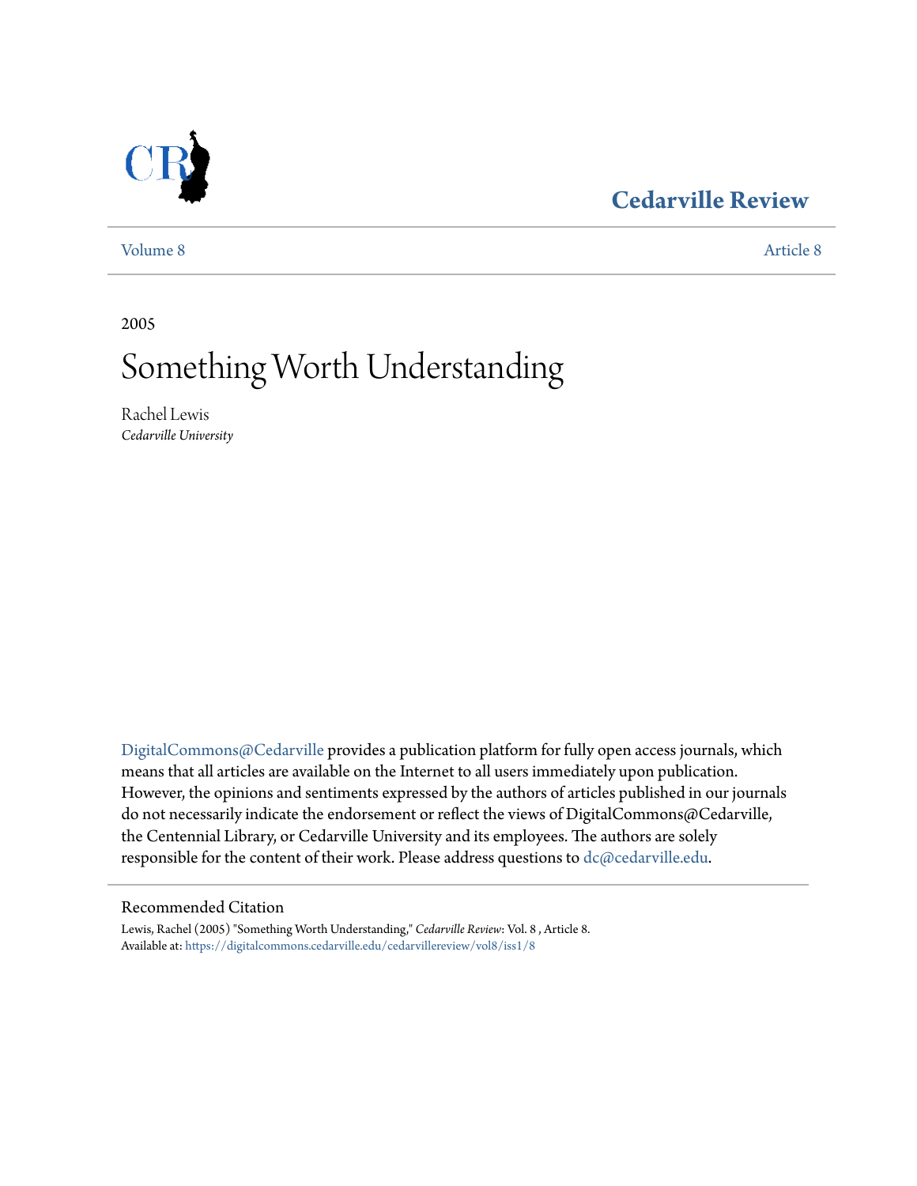Cedarville Review

Volume 8 | Article 8

2005

# Something Worth Understanding

Rachel Lewis
*Cedarville University*

DigitalCommons@Cedarville provides a publication platform for fully open access journals, which means that all articles are available on the Internet to all users immediately upon publication. However, the opinions and sentiments expressed by the authors of articles published in our journals do not necessarily indicate the endorsement or reflect the views of DigitalCommons@Cedarville, the Centennial Library, or Cedarville University and its employees. The authors are solely responsible for the content of their work. Please address questions to dc@cedarville.edu.

## Recommended Citation

Lewis, Rachel (2005) "Something Worth Understanding," *Cedarville Review*: Vol. 8 , Article 8.
Available at: https://digitalcommons.cedarville.edu/cedarvillereview/vol8/iss1/8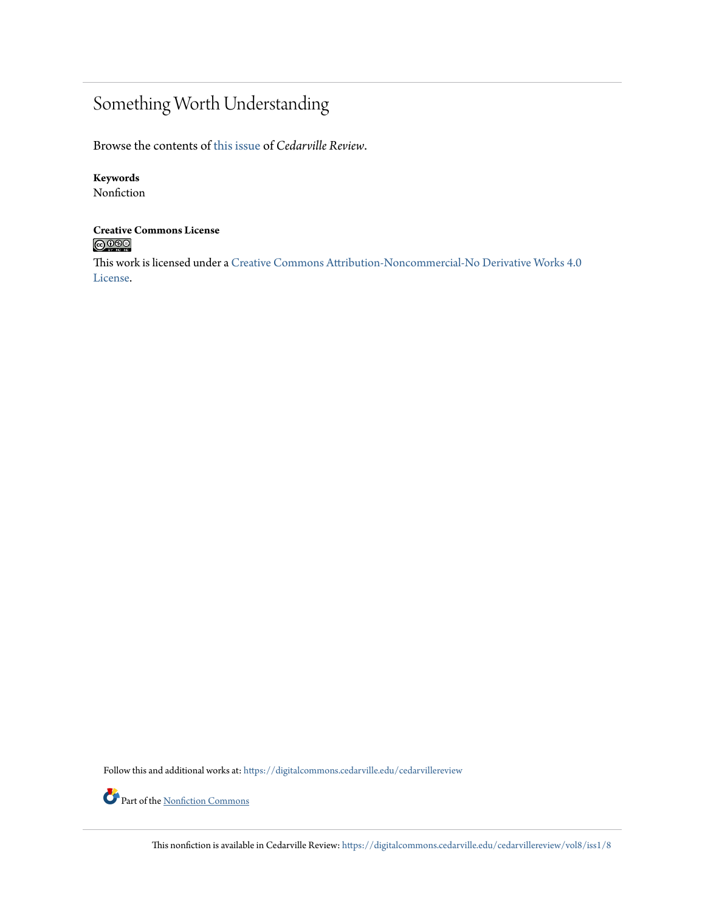# Something Worth Understanding

Browse the contents of this issue of *Cedarville Review*.

**Keywords**
Nonfiction

**Creative Commons License**

This work is licensed under a Creative Commons Attribution-Noncommercial-No Derivative Works 4.0 License.

Follow this and additional works at: https://digitalcommons.cedarville.edu/cedarvillereview

Part of the Nonfiction Commons

This nonfiction is available in Cedarville Review: https://digitalcommons.cedarville.edu/cedarvillereview/vol8/iss1/8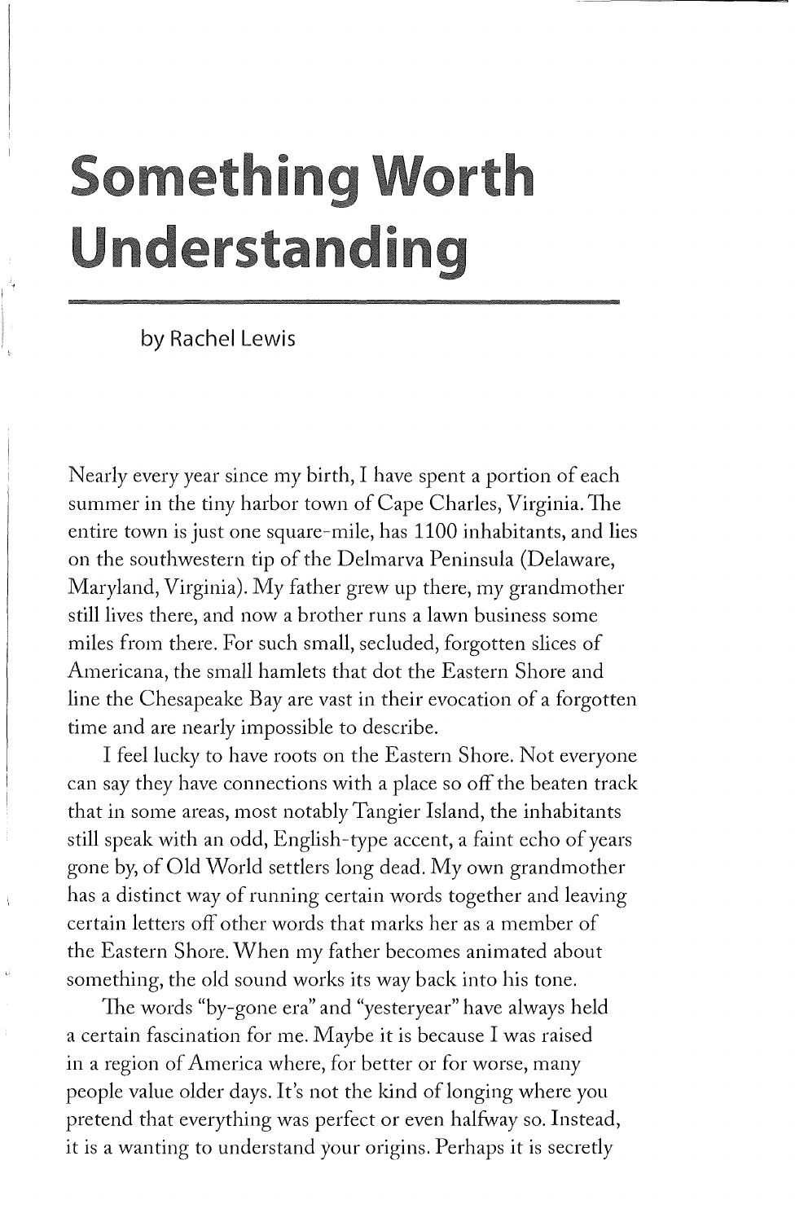# Something Worth Understanding

by Rachel Lewis

Nearly every year since my birth, I have spent a portion of each summer in the tiny harbor town of Cape Charles, Virginia. The entire town is just one square-mile, has 1100 inhabitants, and lies on the southwestern tip of the Delmarva Peninsula (Delaware, Maryland, Virginia). My father grew up there, my grandmother still lives there, and now a brother runs a lawn business some miles from there. For such small, secluded, forgotten slices of Americana, the small hamlets that dot the Eastern Shore and line the Chesapeake Bay are vast in their evocation of a forgotten time and are nearly impossible to describe.

I feel lucky to have roots on the Eastern Shore. Not everyone can say they have connections with a place so off the beaten track that in some areas, most notably Tangier Island, the inhabitants still speak with an odd, English-type accent, a faint echo of years gone by, of Old World settlers long dead. My own grandmother has a distinct way of running certain words together and leaving certain letters off other words that marks her as a member of the Eastern Shore. When my father becomes animated about something, the old sound works its way back into his tone.

The words "by-gone era" and "yesteryear" have always held a certain fascination for me. Maybe it is because I was raised in a region of America where, for better or for worse, many people value older days. It's not the kind of longing where you pretend that everything was perfect or even halfway so. Instead, it is a wanting to understand your origins. Perhaps it is secretly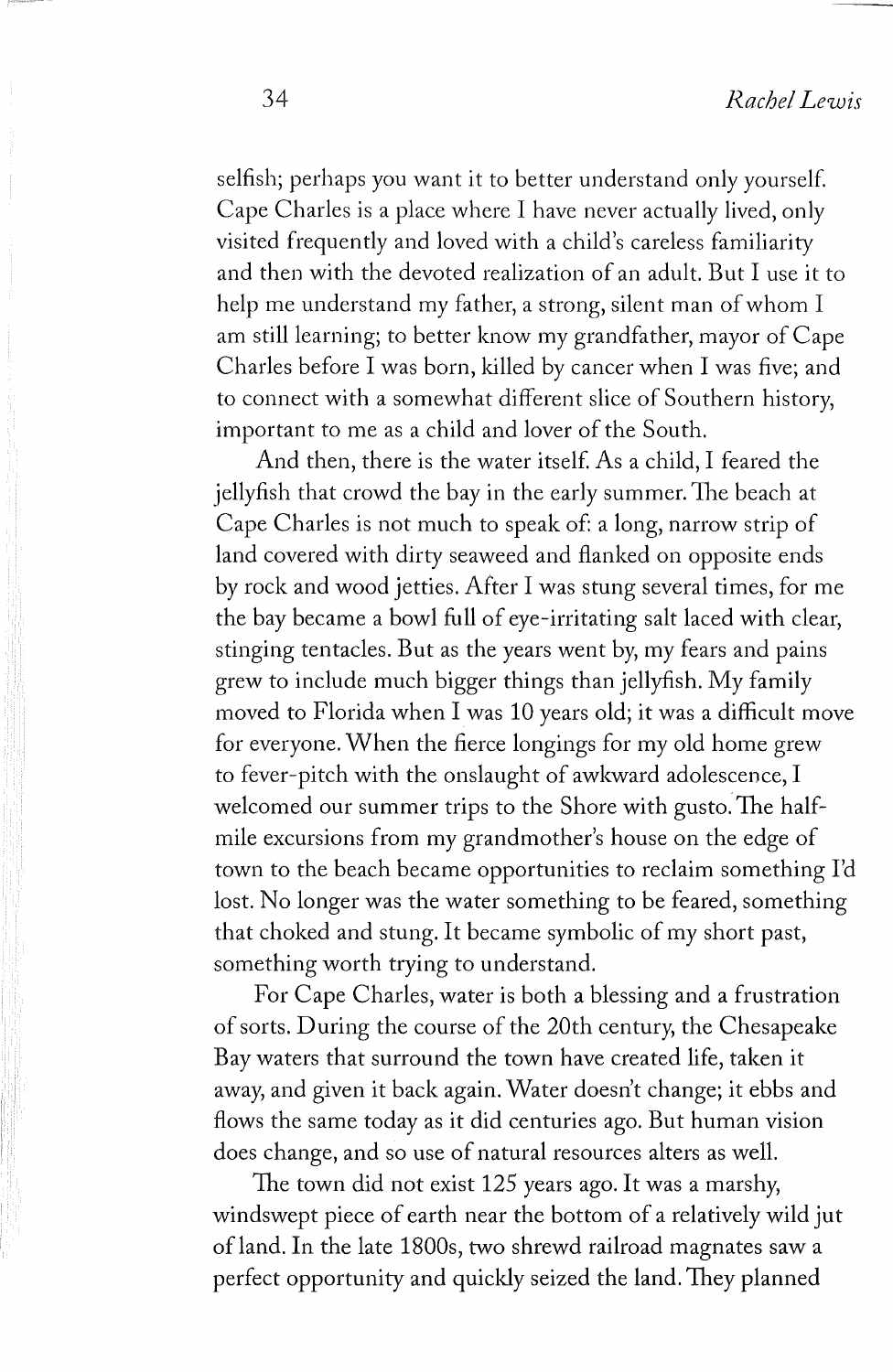selfish; perhaps you want it to better understand only yourself. Cape Charles is a place where I have never actually lived, only visited frequently and loved with a child's careless familiarity and then with the devoted realization of an adult. But I use it to help me understand my father, a strong, silent man of whom I am still learning; to better know my grandfather, mayor of Cape Charles before I was born, killed by cancer when I was five; and to connect with a somewhat different slice of Southern history, important to me as a child and lover of the South.

And then, there is the water itself. As a child, I feared the jellyfish that crowd the bay in the early summer. The beach at Cape Charles is not much to speak of: a long, narrow strip of land covered with dirty seaweed and flanked on opposite ends by rock and wood jetties. After I was stung several times, for me the bay became a bowl full of eye-irritating salt laced with clear, stinging tentacles. But as the years went by, my fears and pains grew to include much bigger things than jellyfish. My family moved to Florida when I was 10 years old; it was a difficult move for everyone. When the fierce longings for my old home grew to fever-pitch with the onslaught of awkward adolescence, I welcomed our summer trips to the Shore with gusto. The half-mile excursions from my grandmother's house on the edge of town to the beach became opportunities to reclaim something I'd lost. No longer was the water something to be feared, something that choked and stung. It became symbolic of my short past, something worth trying to understand.

For Cape Charles, water is both a blessing and a frustration of sorts. During the course of the 20th century, the Chesapeake Bay waters that surround the town have created life, taken it away, and given it back again. Water doesn't change; it ebbs and flows the same today as it did centuries ago. But human vision does change, and so use of natural resources alters as well.

The town did not exist 125 years ago. It was a marshy, windswept piece of earth near the bottom of a relatively wild jut of land. In the late 1800s, two shrewd railroad magnates saw a perfect opportunity and quickly seized the land. They planned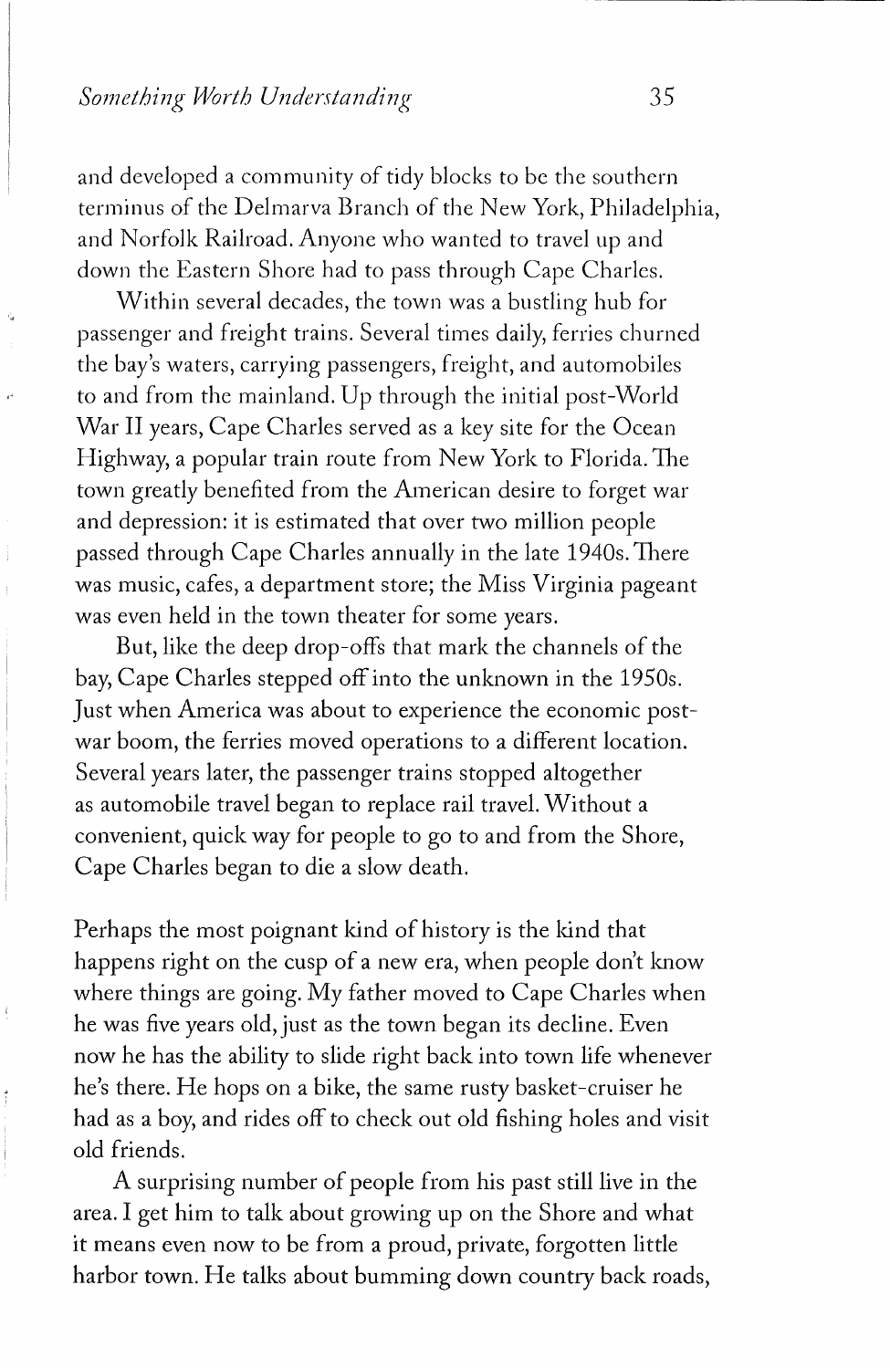and developed a community of tidy blocks to be the southern terminus of the Delmarva Branch of the New York, Philadelphia, and Norfolk Railroad. Anyone who wanted to travel up and down the Eastern Shore had to pass through Cape Charles.

Within several decades, the town was a bustling hub for passenger and freight trains. Several times daily, ferries churned the bay's waters, carrying passengers, freight, and automobiles to and from the mainland. Up through the initial post-World War II years, Cape Charles served as a key site for the Ocean Highway, a popular train route from New York to Florida. The town greatly benefited from the American desire to forget war and depression: it is estimated that over two million people passed through Cape Charles annually in the late 1940s. There was music, cafes, a department store; the Miss Virginia pageant was even held in the town theater for some years.

But, like the deep drop-offs that mark the channels of the bay, Cape Charles stepped off into the unknown in the 1950s. Just when America was about to experience the economic post-war boom, the ferries moved operations to a different location. Several years later, the passenger trains stopped altogether as automobile travel began to replace rail travel. Without a convenient, quick way for people to go to and from the Shore, Cape Charles began to die a slow death.

Perhaps the most poignant kind of history is the kind that happens right on the cusp of a new era, when people don't know where things are going. My father moved to Cape Charles when he was five years old, just as the town began its decline. Even now he has the ability to slide right back into town life whenever he's there. He hops on a bike, the same rusty basket-cruiser he had as a boy, and rides off to check out old fishing holes and visit old friends.

A surprising number of people from his past still live in the area. I get him to talk about growing up on the Shore and what it means even now to be from a proud, private, forgotten little harbor town. He talks about bumming down country back roads,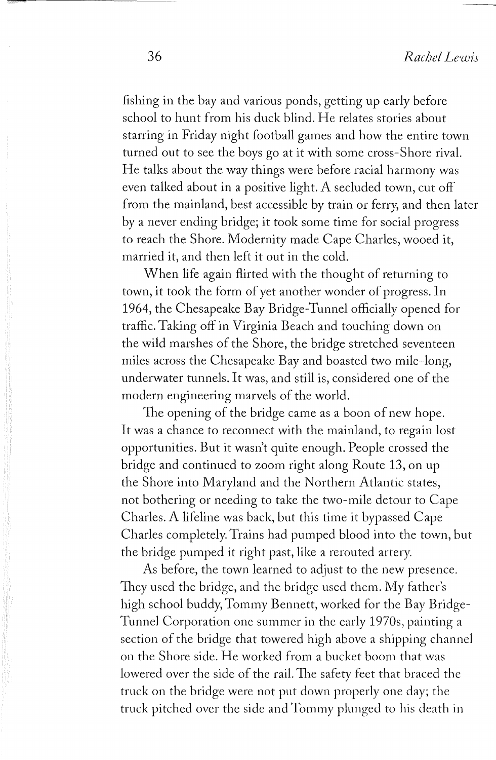fishing in the bay and various ponds, getting up early before school to hunt from his duck blind. He relates stories about starring in Friday night football games and how the entire town turned out to see the boys go at it with some cross-Shore rival. He talks about the way things were before racial harmony was even talked about in a positive light. A secluded town, cut off from the mainland, best accessible by train or ferry, and then later by a never ending bridge; it took some time for social progress to reach the Shore. Modernity made Cape Charles, wooed it, married it, and then left it out in the cold.

When life again flirted with the thought of returning to town, it took the form of yet another wonder of progress. In 1964, the Chesapeake Bay Bridge-Tunnel officially opened for traffic. Taking off in Virginia Beach and touching down on the wild marshes of the Shore, the bridge stretched seventeen miles across the Chesapeake Bay and boasted two mile-long, underwater tunnels. It was, and still is, considered one of the modern engineering marvels of the world.

The opening of the bridge came as a boon of new hope. It was a chance to reconnect with the mainland, to regain lost opportunities. But it wasn't quite enough. People crossed the bridge and continued to zoom right along Route 13, on up the Shore into Maryland and the Northern Atlantic states, not bothering or needing to take the two-mile detour to Cape Charles. A lifeline was back, but this time it bypassed Cape Charles completely. Trains had pumped blood into the town, but the bridge pumped it right past, like a rerouted artery.

As before, the town learned to adjust to the new presence. They used the bridge, and the bridge used them. My father's high school buddy, Tommy Bennett, worked for the Bay Bridge-Tunnel Corporation one summer in the early 1970s, painting a section of the bridge that towered high above a shipping channel on the Shore side. He worked from a bucket boom that was lowered over the side of the rail. The safety feet that braced the truck on the bridge were not put down properly one day; the truck pitched over the side and Tommy plunged to his death in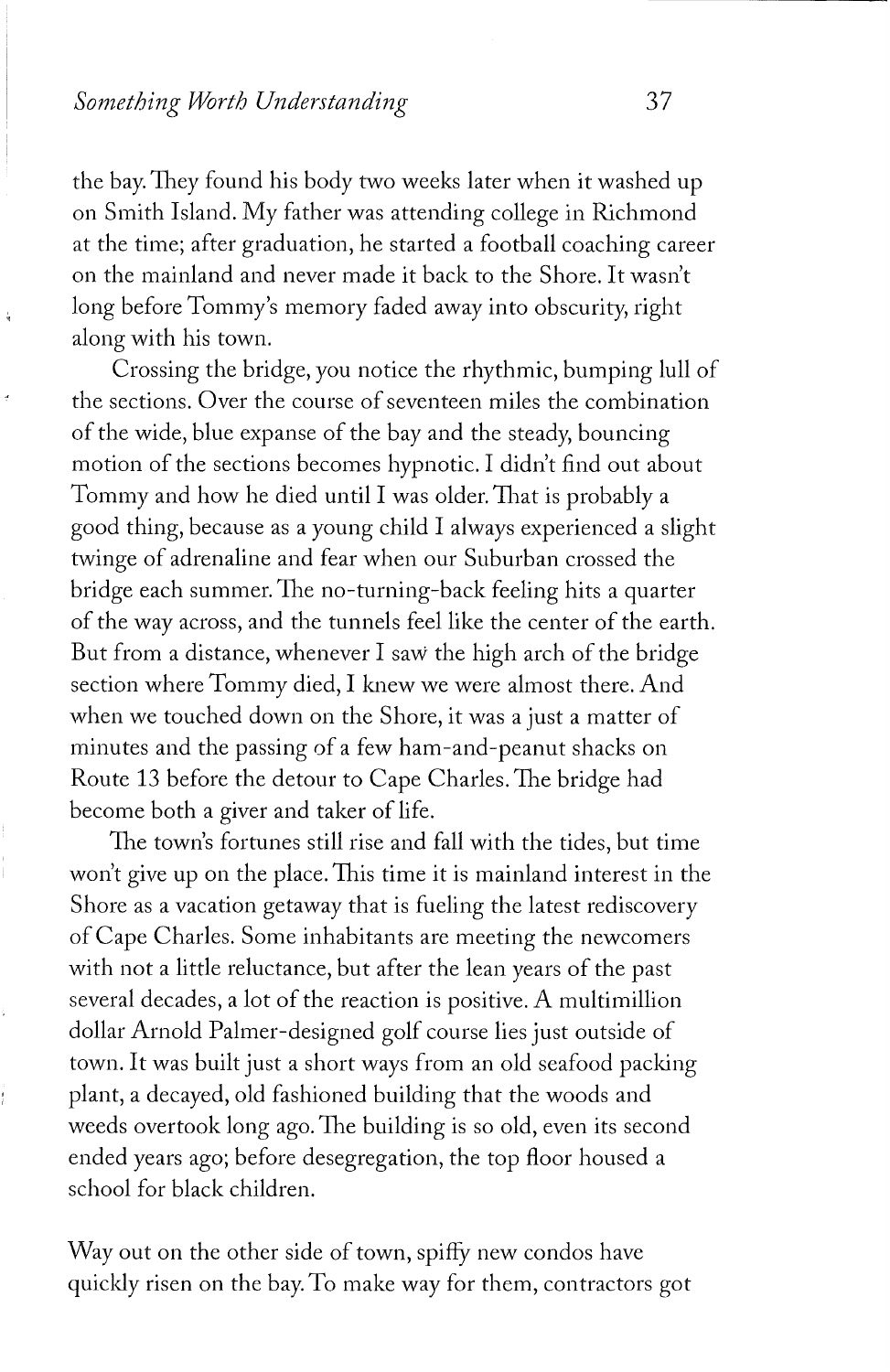the bay. They found his body two weeks later when it washed up on Smith Island. My father was attending college in Richmond at the time; after graduation, he started a football coaching career on the mainland and never made it back to the Shore. It wasn't long before Tommy's memory faded away into obscurity, right along with his town.

Crossing the bridge, you notice the rhythmic, bumping lull of the sections. Over the course of seventeen miles the combination of the wide, blue expanse of the bay and the steady, bouncing motion of the sections becomes hypnotic. I didn't find out about Tommy and how he died until I was older. That is probably a good thing, because as a young child I always experienced a slight twinge of adrenaline and fear when our Suburban crossed the bridge each summer. The no-turning-back feeling hits a quarter of the way across, and the tunnels feel like the center of the earth. But from a distance, whenever I saw the high arch of the bridge section where Tommy died, I knew we were almost there. And when we touched down on the Shore, it was a just a matter of minutes and the passing of a few ham-and-peanut shacks on Route 13 before the detour to Cape Charles. The bridge had become both a giver and taker of life.

The town's fortunes still rise and fall with the tides, but time won't give up on the place. This time it is mainland interest in the Shore as a vacation getaway that is fueling the latest rediscovery of Cape Charles. Some inhabitants are meeting the newcomers with not a little reluctance, but after the lean years of the past several decades, a lot of the reaction is positive. A multimillion dollar Arnold Palmer-designed golf course lies just outside of town. It was built just a short ways from an old seafood packing plant, a decayed, old fashioned building that the woods and weeds overtook long ago. The building is so old, even its second ended years ago; before desegregation, the top floor housed a school for black children.

Way out on the other side of town, spiffy new condos have quickly risen on the bay. To make way for them, contractors got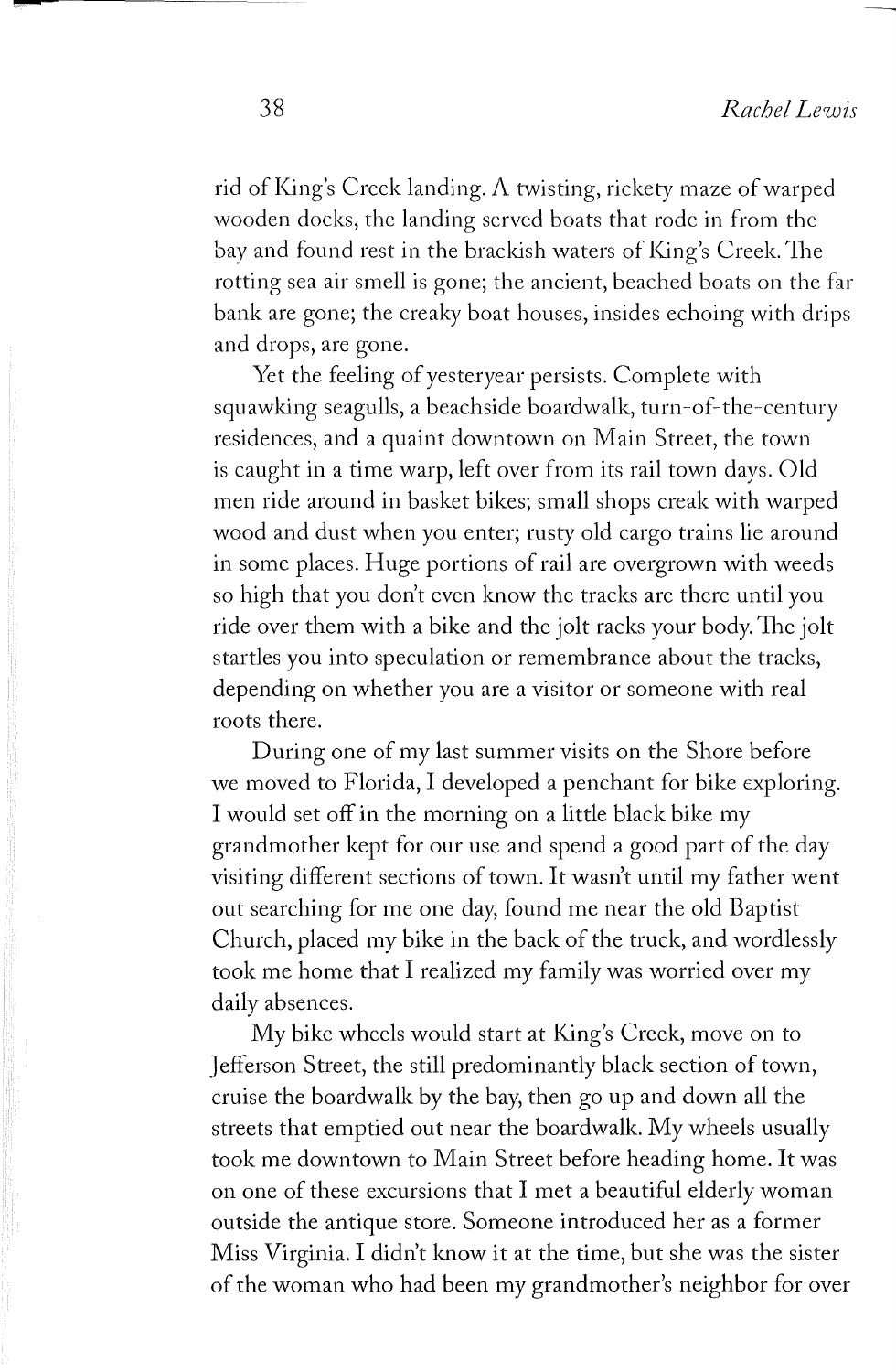rid of King's Creek landing. A twisting, rickety maze of warped wooden docks, the landing served boats that rode in from the bay and found rest in the brackish waters of King's Creek. The rotting sea air smell is gone; the ancient, beached boats on the far bank are gone; the creaky boat houses, insides echoing with drips and drops, are gone.

Yet the feeling of yesteryear persists. Complete with squawking seagulls, a beachside boardwalk, turn-of-the-century residences, and a quaint downtown on Main Street, the town is caught in a time warp, left over from its rail town days. Old men ride around in basket bikes; small shops creak with warped wood and dust when you enter; rusty old cargo trains lie around in some places. Huge portions of rail are overgrown with weeds so high that you don't even know the tracks are there until you ride over them with a bike and the jolt racks your body. The jolt startles you into speculation or remembrance about the tracks, depending on whether you are a visitor or someone with real roots there.

During one of my last summer visits on the Shore before we moved to Florida, I developed a penchant for bike exploring. I would set off in the morning on a little black bike my grandmother kept for our use and spend a good part of the day visiting different sections of town. It wasn't until my father went out searching for me one day, found me near the old Baptist Church, placed my bike in the back of the truck, and wordlessly took me home that I realized my family was worried over my daily absences.

My bike wheels would start at King's Creek, move on to Jefferson Street, the still predominantly black section of town, cruise the boardwalk by the bay, then go up and down all the streets that emptied out near the boardwalk. My wheels usually took me downtown to Main Street before heading home. It was on one of these excursions that I met a beautiful elderly woman outside the antique store. Someone introduced her as a former Miss Virginia. I didn't know it at the time, but she was the sister of the woman who had been my grandmother's neighbor for over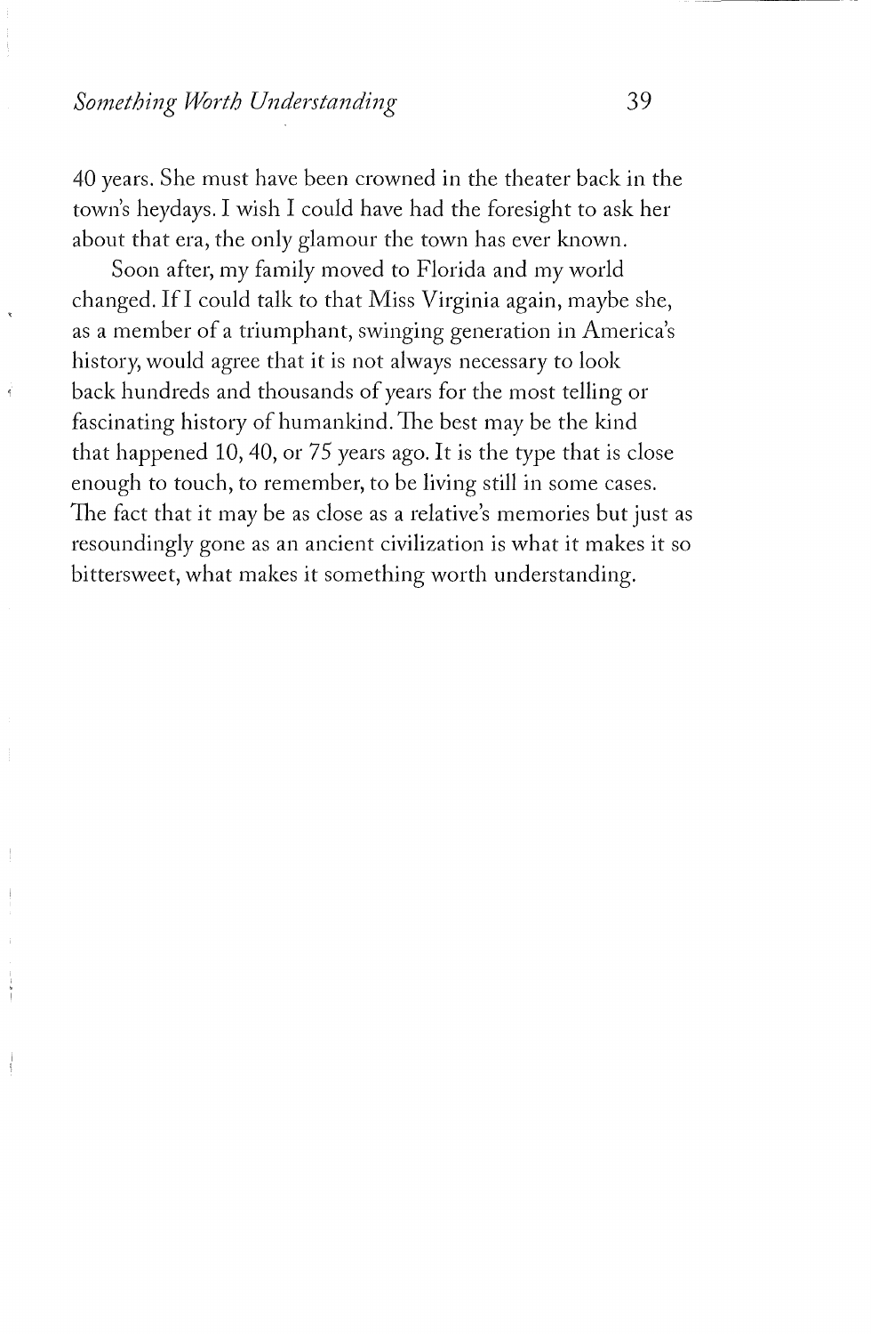40 years. She must have been crowned in the theater back in the town's heydays. I wish I could have had the foresight to ask her about that era, the only glamour the town has ever known.

Soon after, my family moved to Florida and my world changed. If I could talk to that Miss Virginia again, maybe she, as a member of a triumphant, swinging generation in America's history, would agree that it is not always necessary to look back hundreds and thousands of years for the most telling or fascinating history of humankind. The best may be the kind that happened 10, 40, or 75 years ago. It is the type that is close enough to touch, to remember, to be living still in some cases. The fact that it may be as close as a relative's memories but just as resoundingly gone as an ancient civilization is what it makes it so bittersweet, what makes it something worth understanding.